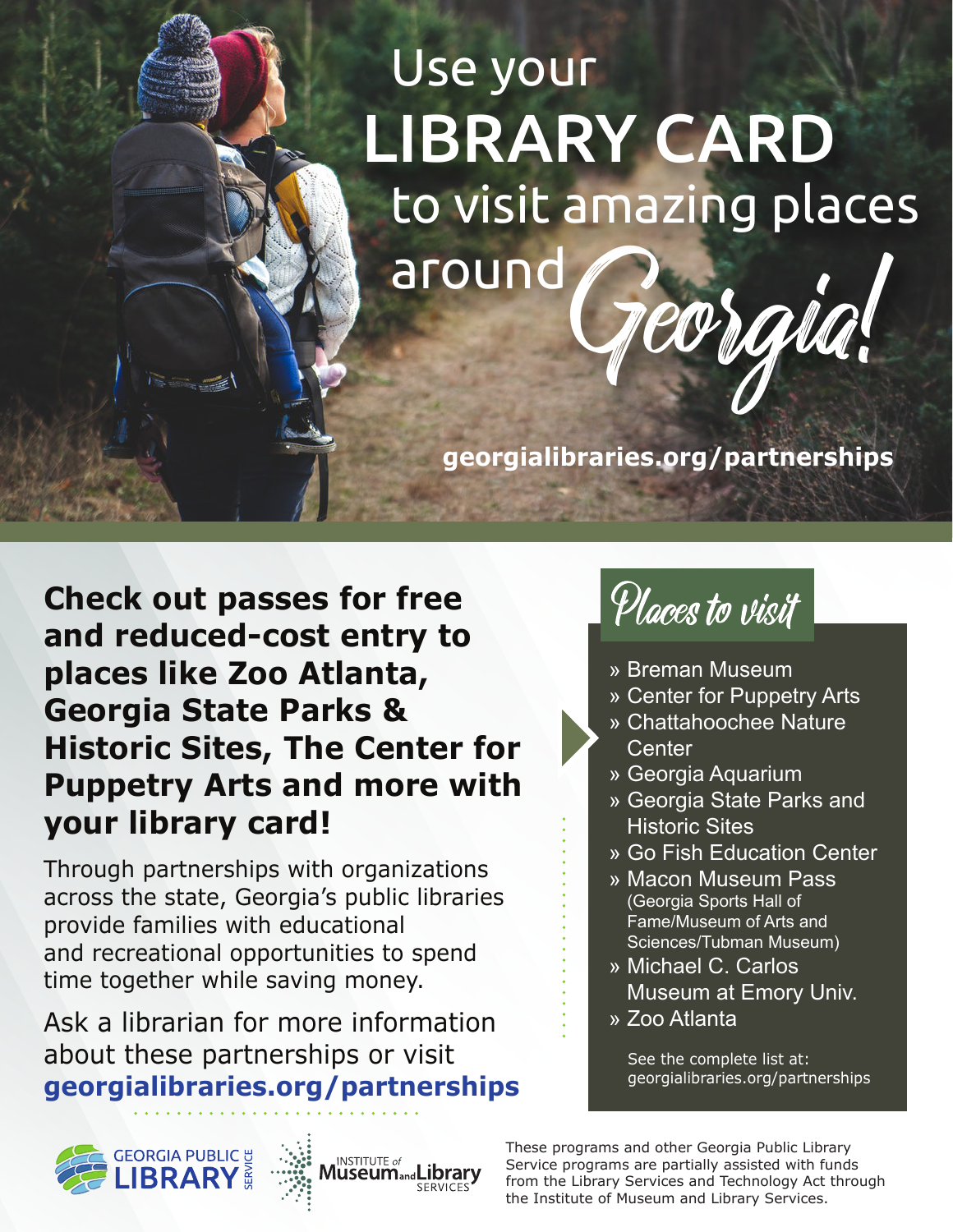# Use your LIBRARY CARD to visit amazing places around *Georgia!*

**georgialibraries.org/partnerships**

## Check out passes for free and reduced-cost entry to places like Zoo Atlanta, Georgia State Parks & Historic Sites, The Center for Puppetry Arts and more with your library card!

Through partnerships with organizations across the state, Georgia's public libraries provide families with educational and recreational opportunities to spend time together while saving money.

Ask a librarian for more information about these partnerships or visit **georgialibraries.org/partnerships**

### *Places to visit*

- Breman Museum
- Center for Puppetry Arts
- Chattahoochee Nature Center
- Georgia Aquarium
- Georgia State Parks and Historic Sites
- Go Fish Education Center
- Macon Museum Pass (Georgia Sports Hall of Fame/Museum of Arts and Sciences/Tubman Museum)
- Michael C. Carlos Museum at Emory Univ.
- Zoo Atlanta

See the complete list at: georgialibraries.org/partnerships

GEORGIA PUBLIC LIBRARY SERVICE

INSTITUTE of Museum and Library SERVICES

These programs and other Georgia Public Library Service programs are partially assisted with funds from the Library Services and Technology Act through the Institute of Museum and Library Services.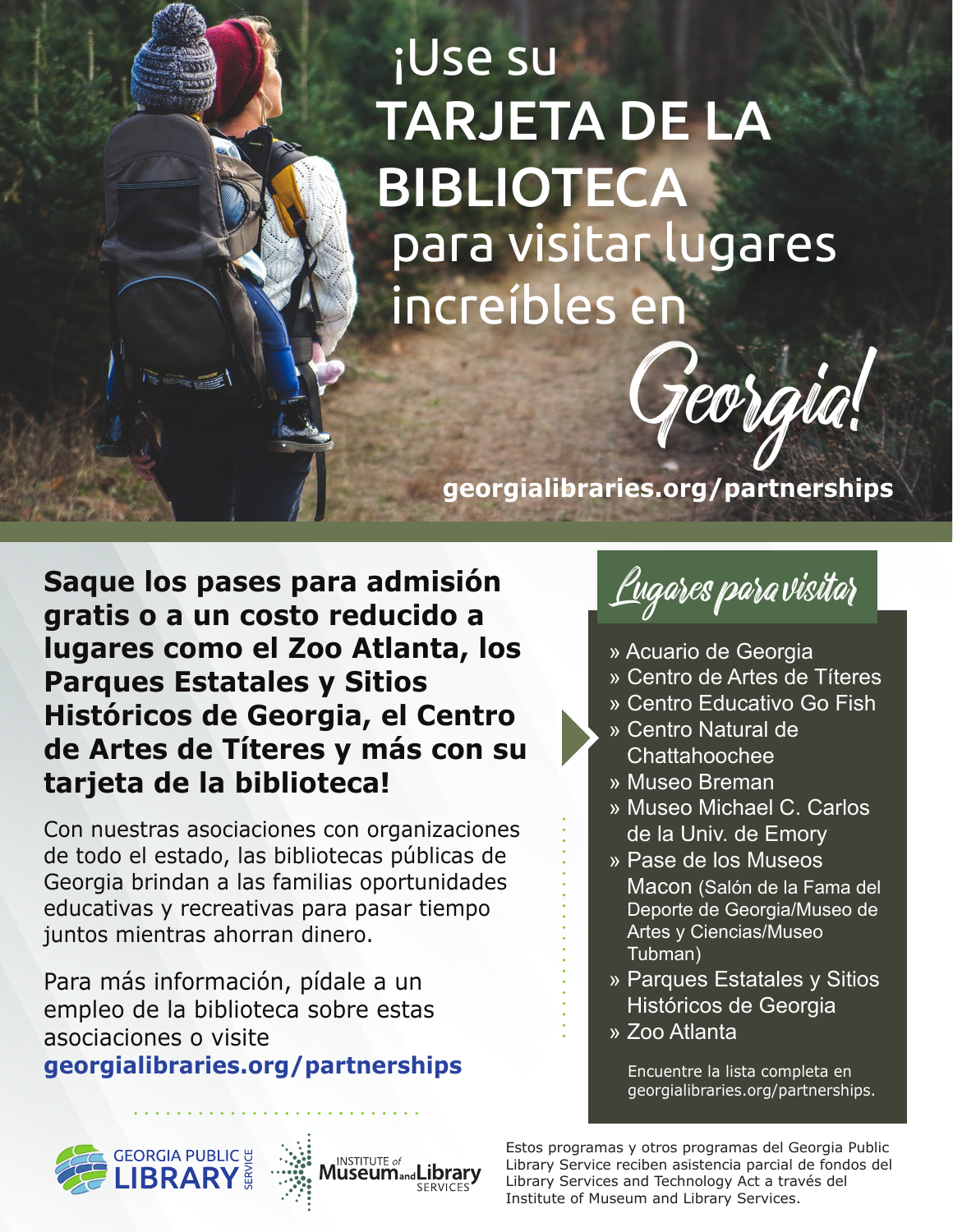# ¡Use su TARJETA DE LA BIBLIOTECA para visitar lugares increíbles en Georgia!

**georgialibraries.org/partnerships**

**Saque los pases para admisión gratis o a un costo reducido a lugares como el Zoo Atlanta, los Parques Estatales y Sitios Históricos de Georgia, el Centro de Artes de Títeres y más con su tarjeta de la biblioteca!**

Con nuestras asociaciones con organizaciones de todo el estado, las bibliotecas públicas de Georgia brindan a las familias oportunidades educativas y recreativas para pasar tiempo juntos mientras ahorran dinero.

Para más información, pídale a un empleo de la biblioteca sobre estas asociaciones o visite **georgialibraries.org/partnerships**

## Lugares para visitar

- Acuario de Georgia
- Centro de Artes de Títeres
- Centro Educativo Go Fish
- Centro Natural de Chattahoochee
- Museo Breman
- Museo Michael C. Carlos de la Univ. de Emory
- Pase de los Museos Macon (Salón de la Fama del Deporte de Georgia/Museo de Artes y Ciencias/Museo Tubman)
- Parques Estatales y Sitios Históricos de Georgia
- Zoo Atlanta

Encuentre la lista completa en georgialibraries.org/partnerships.

GEORGIA PUBLIC LIBRARY SERVICE

INSTITUTE of Museum and Library SERVICES

Estos programas y otros programas del Georgia Public Library Service reciben asistencia parcial de fondos del Library Services and Technology Act a través del Institute of Museum and Library Services.